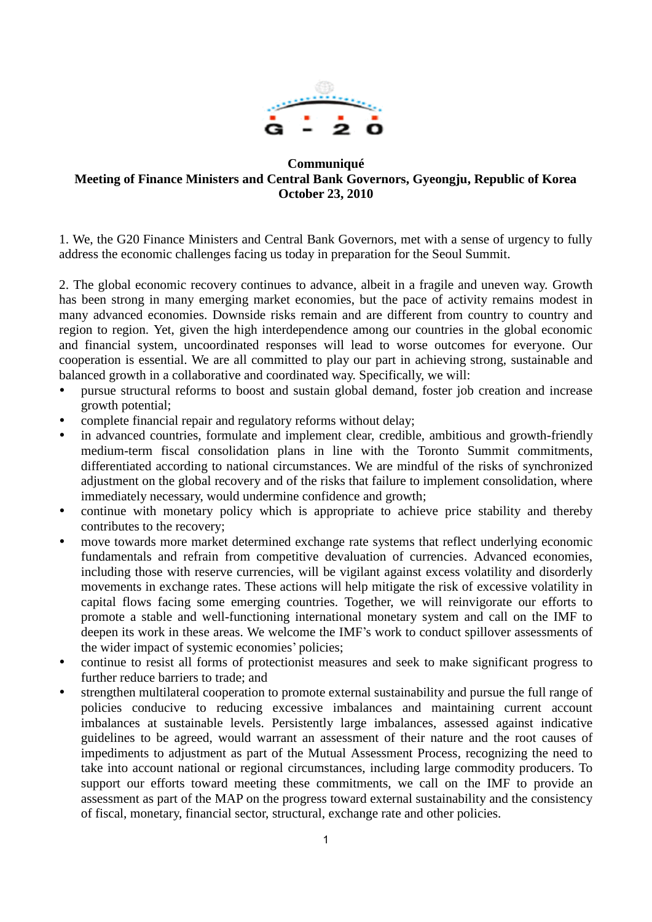**Communiqué**
**Meeting of Finance Ministers and Central Bank Governors, Gyeongju, Republic of Korea**
**October 23, 2010**

1. We, the G20 Finance Ministers and Central Bank Governors, met with a sense of urgency to fully address the economic challenges facing us today in preparation for the Seoul Summit.

2. The global economic recovery continues to advance, albeit in a fragile and uneven way. Growth has been strong in many emerging market economies, but the pace of activity remains modest in many advanced economies. Downside risks remain and are different from country to country and region to region. Yet, given the high interdependence among our countries in the global economic and financial system, uncoordinated responses will lead to worse outcomes for everyone. Our cooperation is essential. We are all committed to play our part in achieving strong, sustainable and balanced growth in a collaborative and coordinated way. Specifically, we will:

- pursue structural reforms to boost and sustain global demand, foster job creation and increase growth potential;
- complete financial repair and regulatory reforms without delay;
- in advanced countries, formulate and implement clear, credible, ambitious and growth-friendly medium-term fiscal consolidation plans in line with the Toronto Summit commitments, differentiated according to national circumstances. We are mindful of the risks of synchronized adjustment on the global recovery and of the risks that failure to implement consolidation, where immediately necessary, would undermine confidence and growth;
- continue with monetary policy which is appropriate to achieve price stability and thereby contributes to the recovery;
- move towards more market determined exchange rate systems that reflect underlying economic fundamentals and refrain from competitive devaluation of currencies. Advanced economies, including those with reserve currencies, will be vigilant against excess volatility and disorderly movements in exchange rates. These actions will help mitigate the risk of excessive volatility in capital flows facing some emerging countries. Together, we will reinvigorate our efforts to promote a stable and well-functioning international monetary system and call on the IMF to deepen its work in these areas. We welcome the IMF's work to conduct spillover assessments of the wider impact of systemic economies' policies;
- continue to resist all forms of protectionist measures and seek to make significant progress to further reduce barriers to trade; and
- strengthen multilateral cooperation to promote external sustainability and pursue the full range of policies conducive to reducing excessive imbalances and maintaining current account imbalances at sustainable levels. Persistently large imbalances, assessed against indicative guidelines to be agreed, would warrant an assessment of their nature and the root causes of impediments to adjustment as part of the Mutual Assessment Process, recognizing the need to take into account national or regional circumstances, including large commodity producers. To support our efforts toward meeting these commitments, we call on the IMF to provide an assessment as part of the MAP on the progress toward external sustainability and the consistency of fiscal, monetary, financial sector, structural, exchange rate and other policies.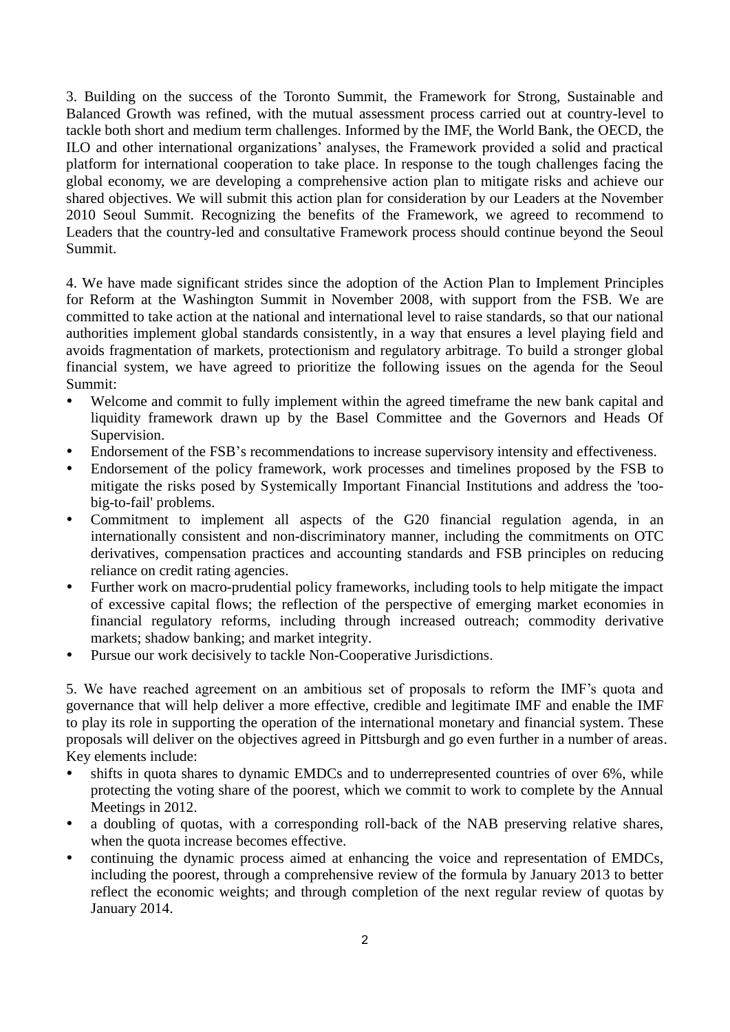3. Building on the success of the Toronto Summit, the Framework for Strong, Sustainable and Balanced Growth was refined, with the mutual assessment process carried out at country-level to tackle both short and medium term challenges. Informed by the IMF, the World Bank, the OECD, the ILO and other international organizations' analyses, the Framework provided a solid and practical platform for international cooperation to take place. In response to the tough challenges facing the global economy, we are developing a comprehensive action plan to mitigate risks and achieve our shared objectives. We will submit this action plan for consideration by our Leaders at the November 2010 Seoul Summit. Recognizing the benefits of the Framework, we agreed to recommend to Leaders that the country-led and consultative Framework process should continue beyond the Seoul Summit.

4. We have made significant strides since the adoption of the Action Plan to Implement Principles for Reform at the Washington Summit in November 2008, with support from the FSB. We are committed to take action at the national and international level to raise standards, so that our national authorities implement global standards consistently, in a way that ensures a level playing field and avoids fragmentation of markets, protectionism and regulatory arbitrage. To build a stronger global financial system, we have agreed to prioritize the following issues on the agenda for the Seoul Summit:

- Welcome and commit to fully implement within the agreed timeframe the new bank capital and liquidity framework drawn up by the Basel Committee and the Governors and Heads Of Supervision.
- Endorsement of the FSB's recommendations to increase supervisory intensity and effectiveness.
- Endorsement of the policy framework, work processes and timelines proposed by the FSB to mitigate the risks posed by Systemically Important Financial Institutions and address the 'too-big-to-fail' problems.
- Commitment to implement all aspects of the G20 financial regulation agenda, in an internationally consistent and non-discriminatory manner, including the commitments on OTC derivatives, compensation practices and accounting standards and FSB principles on reducing reliance on credit rating agencies.
- Further work on macro-prudential policy frameworks, including tools to help mitigate the impact of excessive capital flows; the reflection of the perspective of emerging market economies in financial regulatory reforms, including through increased outreach; commodity derivative markets; shadow banking; and market integrity.
- Pursue our work decisively to tackle Non-Cooperative Jurisdictions.

5. We have reached agreement on an ambitious set of proposals to reform the IMF's quota and governance that will help deliver a more effective, credible and legitimate IMF and enable the IMF to play its role in supporting the operation of the international monetary and financial system. These proposals will deliver on the objectives agreed in Pittsburgh and go even further in a number of areas. Key elements include:

- shifts in quota shares to dynamic EMDCs and to underrepresented countries of over 6%, while protecting the voting share of the poorest, which we commit to work to complete by the Annual Meetings in 2012.
- a doubling of quotas, with a corresponding roll-back of the NAB preserving relative shares, when the quota increase becomes effective.
- continuing the dynamic process aimed at enhancing the voice and representation of EMDCs, including the poorest, through a comprehensive review of the formula by January 2013 to better reflect the economic weights; and through completion of the next regular review of quotas by January 2014.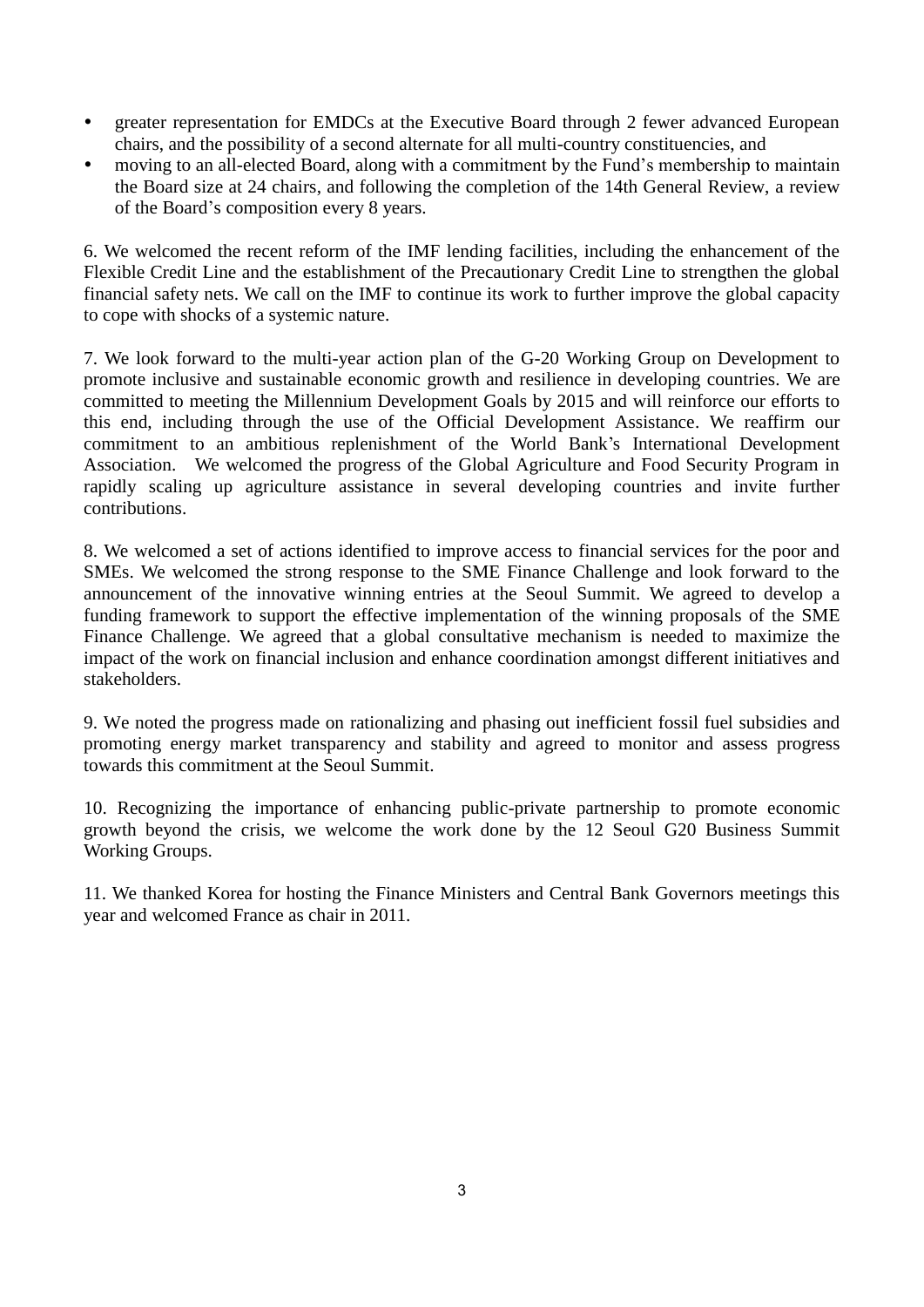- greater representation for EMDCs at the Executive Board through 2 fewer advanced European chairs, and the possibility of a second alternate for all multi-country constituencies, and
- moving to an all-elected Board, along with a commitment by the Fund's membership to maintain the Board size at 24 chairs, and following the completion of the 14th General Review, a review of the Board's composition every 8 years.

6. We welcomed the recent reform of the IMF lending facilities, including the enhancement of the Flexible Credit Line and the establishment of the Precautionary Credit Line to strengthen the global financial safety nets. We call on the IMF to continue its work to further improve the global capacity to cope with shocks of a systemic nature.

7. We look forward to the multi-year action plan of the G-20 Working Group on Development to promote inclusive and sustainable economic growth and resilience in developing countries. We are committed to meeting the Millennium Development Goals by 2015 and will reinforce our efforts to this end, including through the use of the Official Development Assistance. We reaffirm our commitment to an ambitious replenishment of the World Bank's International Development Association. We welcomed the progress of the Global Agriculture and Food Security Program in rapidly scaling up agriculture assistance in several developing countries and invite further contributions.

8. We welcomed a set of actions identified to improve access to financial services for the poor and SMEs. We welcomed the strong response to the SME Finance Challenge and look forward to the announcement of the innovative winning entries at the Seoul Summit. We agreed to develop a funding framework to support the effective implementation of the winning proposals of the SME Finance Challenge. We agreed that a global consultative mechanism is needed to maximize the impact of the work on financial inclusion and enhance coordination amongst different initiatives and stakeholders.

9. We noted the progress made on rationalizing and phasing out inefficient fossil fuel subsidies and promoting energy market transparency and stability and agreed to monitor and assess progress towards this commitment at the Seoul Summit.

10. Recognizing the importance of enhancing public-private partnership to promote economic growth beyond the crisis, we welcome the work done by the 12 Seoul G20 Business Summit Working Groups.

11. We thanked Korea for hosting the Finance Ministers and Central Bank Governors meetings this year and welcomed France as chair in 2011.